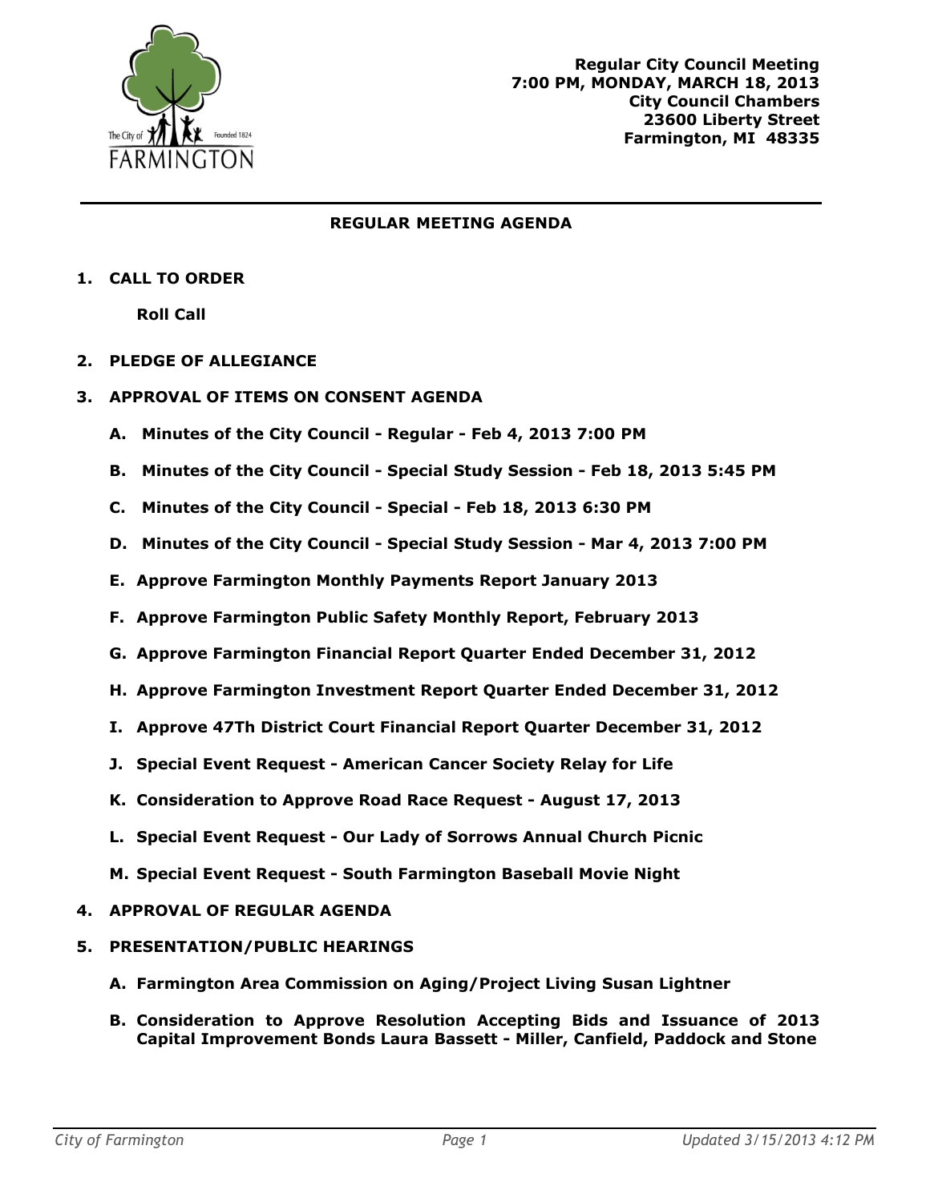Regular City Council Meeting
7:00 PM, MONDAY, MARCH 18, 2013
City Council Chambers
23600 Liberty Street
Farmington, MI 48335

# REGULAR MEETING AGENDA

**1. CALL TO ORDER**

**Roll Call**

**2. PLEDGE OF ALLEGIANCE**

**3. APPROVAL OF ITEMS ON CONSENT AGENDA**

**A. Minutes of the City Council - Regular - Feb 4, 2013 7:00 PM**

**B. Minutes of the City Council - Special Study Session - Feb 18, 2013 5:45 PM**

**C. Minutes of the City Council - Special - Feb 18, 2013 6:30 PM**

**D. Minutes of the City Council - Special Study Session - Mar 4, 2013 7:00 PM**

**E. Approve Farmington Monthly Payments Report January 2013**

**F. Approve Farmington Public Safety Monthly Report, February 2013**

**G. Approve Farmington Financial Report Quarter Ended December 31, 2012**

**H. Approve Farmington Investment Report Quarter Ended December 31, 2012**

**I. Approve 47Th District Court Financial Report Quarter December 31, 2012**

**J. Special Event Request - American Cancer Society Relay for Life**

**K. Consideration to Approve Road Race Request - August 17, 2013**

**L. Special Event Request - Our Lady of Sorrows Annual Church Picnic**

**M. Special Event Request - South Farmington Baseball Movie Night**

**4. APPROVAL OF REGULAR AGENDA**

**5. PRESENTATION/PUBLIC HEARINGS**

**A. Farmington Area Commission on Aging/Project Living Susan Lightner**

**B. Consideration to Approve Resolution Accepting Bids and Issuance of 2013 Capital Improvement Bonds Laura Bassett - Miller, Canfield, Paddock and Stone**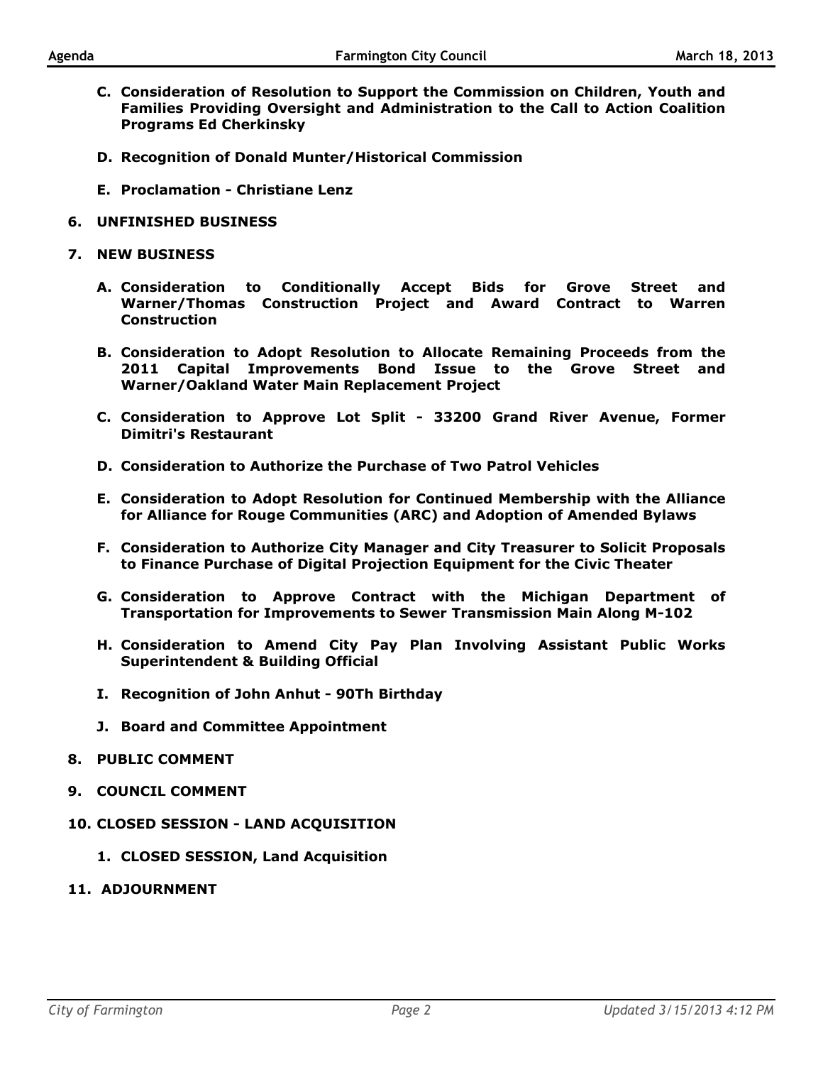**C. Consideration of Resolution to Support the Commission on Children, Youth and Families Providing Oversight and Administration to the Call to Action Coalition Programs Ed Cherkinsky**

**D. Recognition of Donald Munter/Historical Commission**

**E. Proclamation - Christiane Lenz**

**6. UNFINISHED BUSINESS**

**7. NEW BUSINESS**

**A. Consideration to Conditionally Accept Bids for Grove Street and Warner/Thomas Construction Project and Award Contract to Warren Construction**

**B. Consideration to Adopt Resolution to Allocate Remaining Proceeds from the 2011 Capital Improvements Bond Issue to the Grove Street and Warner/Oakland Water Main Replacement Project**

**C. Consideration to Approve Lot Split - 33200 Grand River Avenue, Former Dimitri's Restaurant**

**D. Consideration to Authorize the Purchase of Two Patrol Vehicles**

**E. Consideration to Adopt Resolution for Continued Membership with the Alliance for Alliance for Rouge Communities (ARC) and Adoption of Amended Bylaws**

**F. Consideration to Authorize City Manager and City Treasurer to Solicit Proposals to Finance Purchase of Digital Projection Equipment for the Civic Theater**

**G. Consideration to Approve Contract with the Michigan Department of Transportation for Improvements to Sewer Transmission Main Along M-102**

**H. Consideration to Amend City Pay Plan Involving Assistant Public Works Superintendent & Building Official**

**I. Recognition of John Anhut - 90Th Birthday**

**J. Board and Committee Appointment**

**8. PUBLIC COMMENT**

**9. COUNCIL COMMENT**

**10. CLOSED SESSION - LAND ACQUISITION**

**1. CLOSED SESSION, Land Acquisition**

**11. ADJOURNMENT**